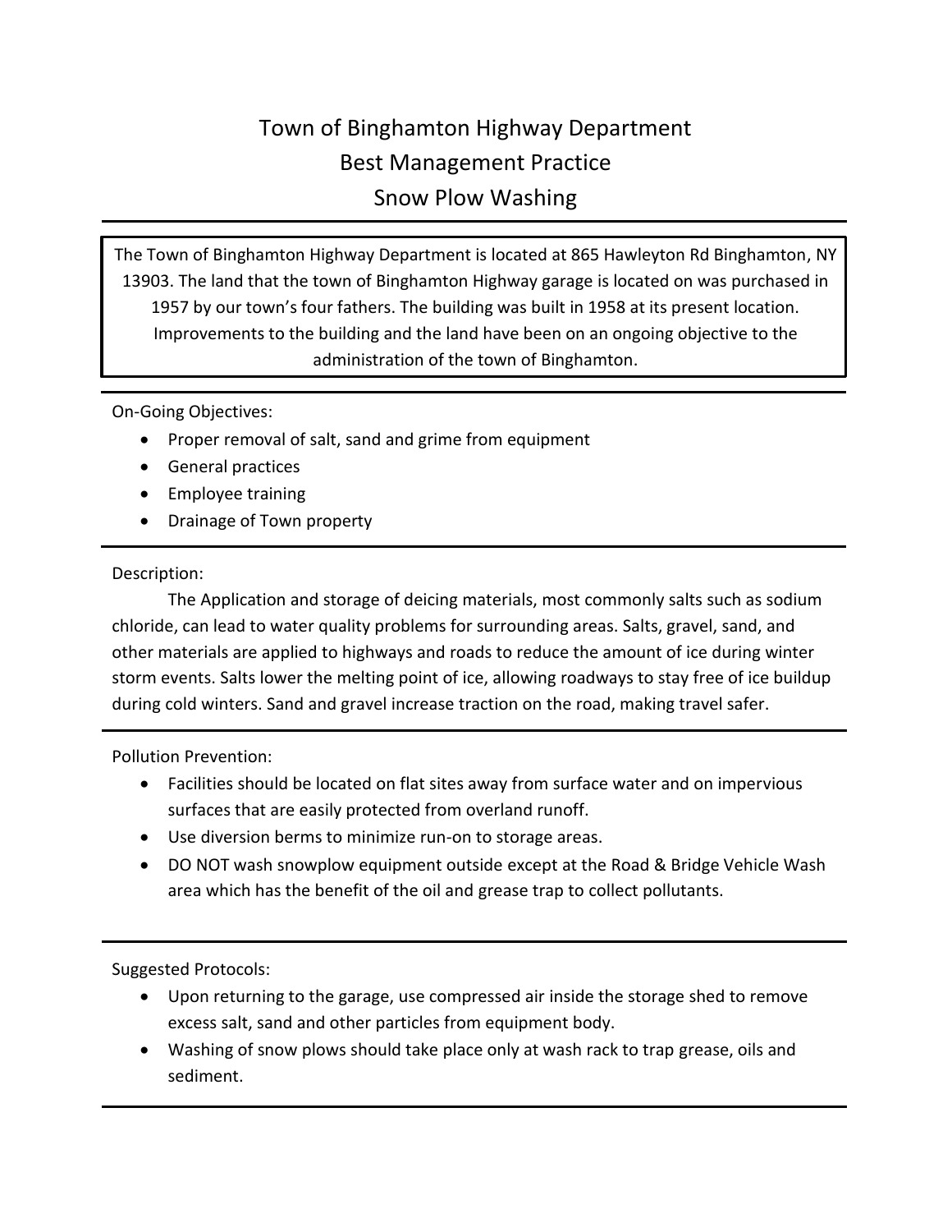# Town of Binghamton Highway Department
## Best Management Practice
## Snow Plow Washing

---

The Town of Binghamton Highway Department is located at 865 Hawleyton Rd Binghamton, NY 13903. The land that the town of Binghamton Highway garage is located on was purchased in 1957 by our town's four fathers. The building was built in 1958 at its present location. Improvements to the building and the land have been on an ongoing objective to the administration of the town of Binghamton.

---

On-Going Objectives:

- Proper removal of salt, sand and grime from equipment
- General practices
- Employee training
- Drainage of Town property

---

Description:

The Application and storage of deicing materials, most commonly salts such as sodium chloride, can lead to water quality problems for surrounding areas. Salts, gravel, sand, and other materials are applied to highways and roads to reduce the amount of ice during winter storm events. Salts lower the melting point of ice, allowing roadways to stay free of ice buildup during cold winters. Sand and gravel increase traction on the road, making travel safer.

---

Pollution Prevention:

- Facilities should be located on flat sites away from surface water and on impervious surfaces that are easily protected from overland runoff.
- Use diversion berms to minimize run-on to storage areas.
- DO NOT wash snowplow equipment outside except at the Road & Bridge Vehicle Wash area which has the benefit of the oil and grease trap to collect pollutants.

---

Suggested Protocols:

- Upon returning to the garage, use compressed air inside the storage shed to remove excess salt, sand and other particles from equipment body.
- Washing of snow plows should take place only at wash rack to trap grease, oils and sediment.

---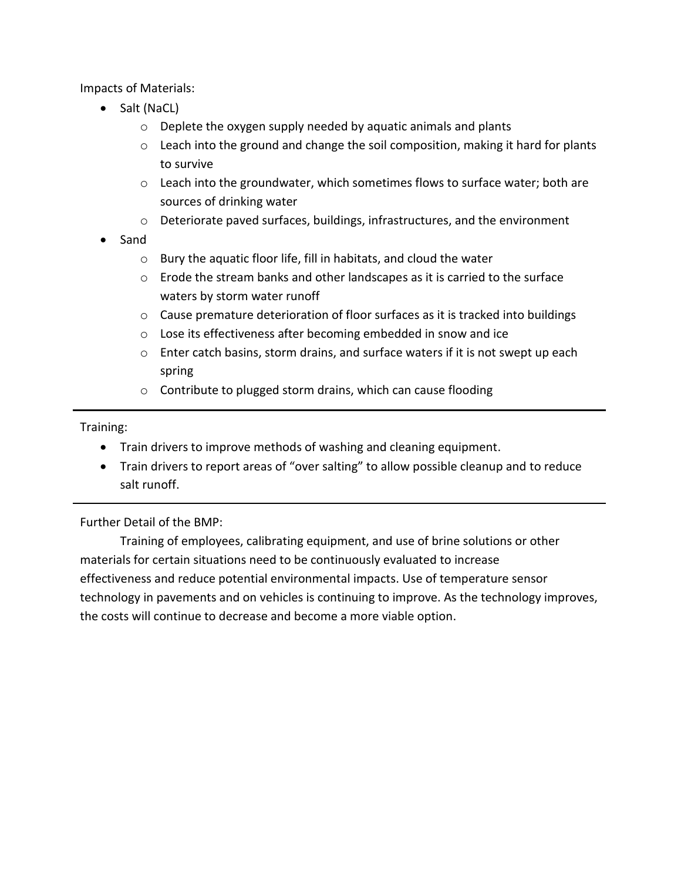Impacts of Materials:

- Salt (NaCL)
  - Deplete the oxygen supply needed by aquatic animals and plants
  - Leach into the ground and change the soil composition, making it hard for plants to survive
  - Leach into the groundwater, which sometimes flows to surface water; both are sources of drinking water
  - Deteriorate paved surfaces, buildings, infrastructures, and the environment
- Sand
  - Bury the aquatic floor life, fill in habitats, and cloud the water
  - Erode the stream banks and other landscapes as it is carried to the surface waters by storm water runoff
  - Cause premature deterioration of floor surfaces as it is tracked into buildings
  - Lose its effectiveness after becoming embedded in snow and ice
  - Enter catch basins, storm drains, and surface waters if it is not swept up each spring
  - Contribute to plugged storm drains, which can cause flooding

---

Training:

- Train drivers to improve methods of washing and cleaning equipment.
- Train drivers to report areas of "over salting" to allow possible cleanup and to reduce salt runoff.

---

Further Detail of the BMP:

Training of employees, calibrating equipment, and use of brine solutions or other materials for certain situations need to be continuously evaluated to increase effectiveness and reduce potential environmental impacts. Use of temperature sensor technology in pavements and on vehicles is continuing to improve. As the technology improves, the costs will continue to decrease and become a more viable option.